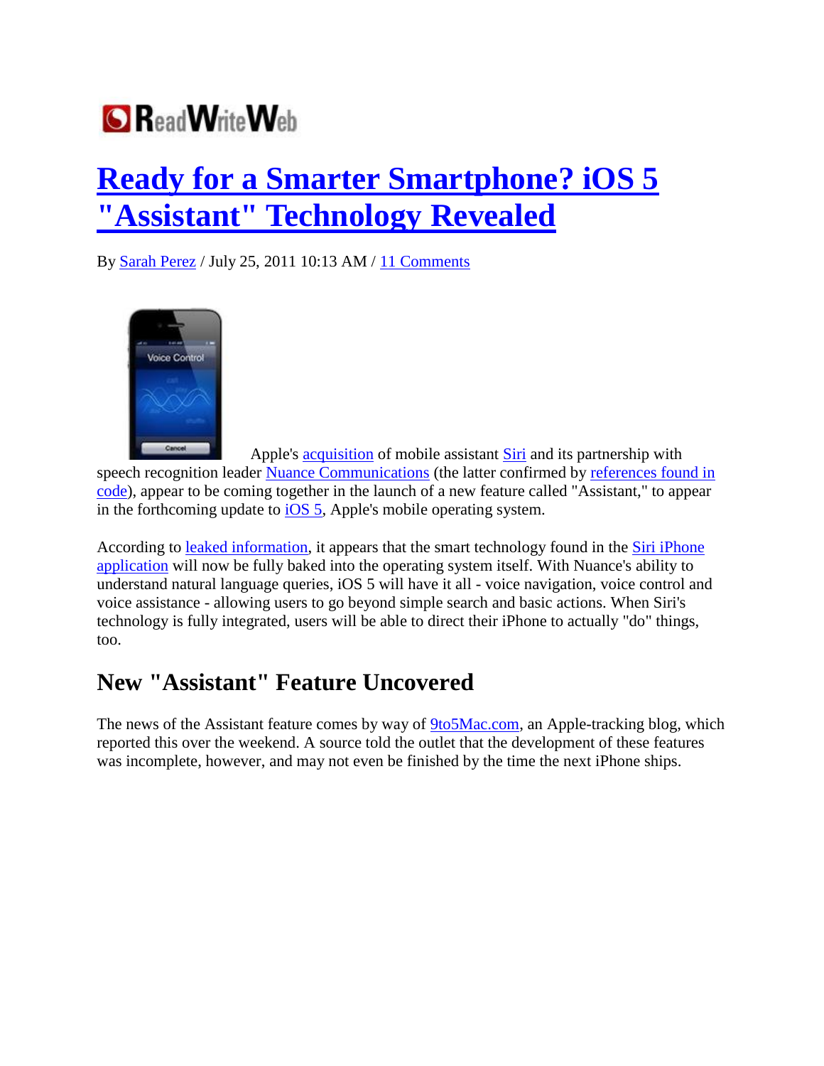ReadWriteWeb

# Ready for a Smarter Smartphone? iOS 5 "Assistant" Technology Revealed

By Sarah Perez / July 25, 2011 10:13 AM / 11 Comments

Apple's acquisition of mobile assistant Siri and its partnership with speech recognition leader Nuance Communications (the latter confirmed by references found in code), appear to be coming together in the launch of a new feature called "Assistant," to appear in the forthcoming update to iOS 5, Apple's mobile operating system.

According to leaked information, it appears that the smart technology found in the Siri iPhone application will now be fully baked into the operating system itself. With Nuance's ability to understand natural language queries, iOS 5 will have it all - voice navigation, voice control and voice assistance - allowing users to go beyond simple search and basic actions. When Siri's technology is fully integrated, users will be able to direct their iPhone to actually "do" things, too.

## New "Assistant" Feature Uncovered

The news of the Assistant feature comes by way of 9to5Mac.com, an Apple-tracking blog, which reported this over the weekend. A source told the outlet that the development of these features was incomplete, however, and may not even be finished by the time the next iPhone ships.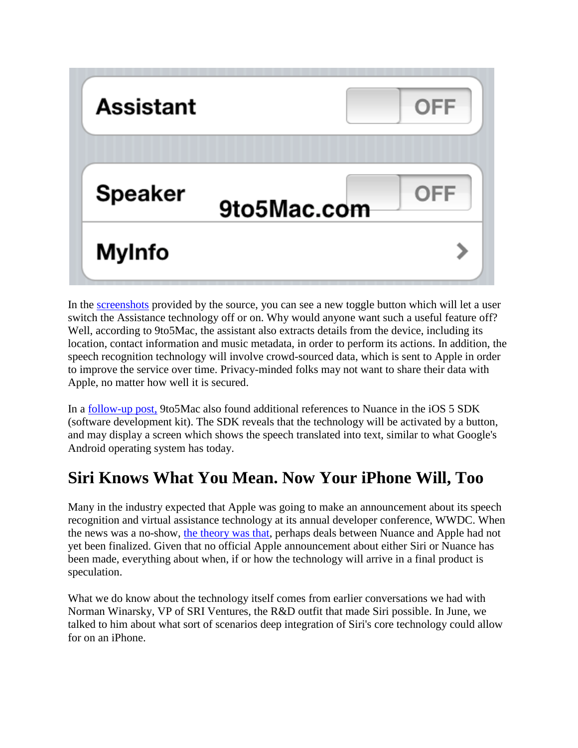In the screenshots provided by the source, you can see a new toggle button which will let a user switch the Assistance technology off or on. Why would anyone want such a useful feature off? Well, according to 9to5Mac, the assistant also extracts details from the device, including its location, contact information and music metadata, in order to perform its actions. In addition, the speech recognition technology will involve crowd-sourced data, which is sent to Apple in order to improve the service over time. Privacy-minded folks may not want to share their data with Apple, no matter how well it is secured.

In a follow-up post, 9to5Mac also found additional references to Nuance in the iOS 5 SDK (software development kit). The SDK reveals that the technology will be activated by a button, and may display a screen which shows the speech translated into text, similar to what Google's Android operating system has today.

## Siri Knows What You Mean. Now Your iPhone Will, Too

Many in the industry expected that Apple was going to make an announcement about its speech recognition and virtual assistance technology at its annual developer conference, WWDC. When the news was a no-show, the theory was that, perhaps deals between Nuance and Apple had not yet been finalized. Given that no official Apple announcement about either Siri or Nuance has been made, everything about when, if or how the technology will arrive in a final product is speculation.

What we do know about the technology itself comes from earlier conversations we had with Norman Winarsky, VP of SRI Ventures, the R&D outfit that made Siri possible. In June, we talked to him about what sort of scenarios deep integration of Siri's core technology could allow for on an iPhone.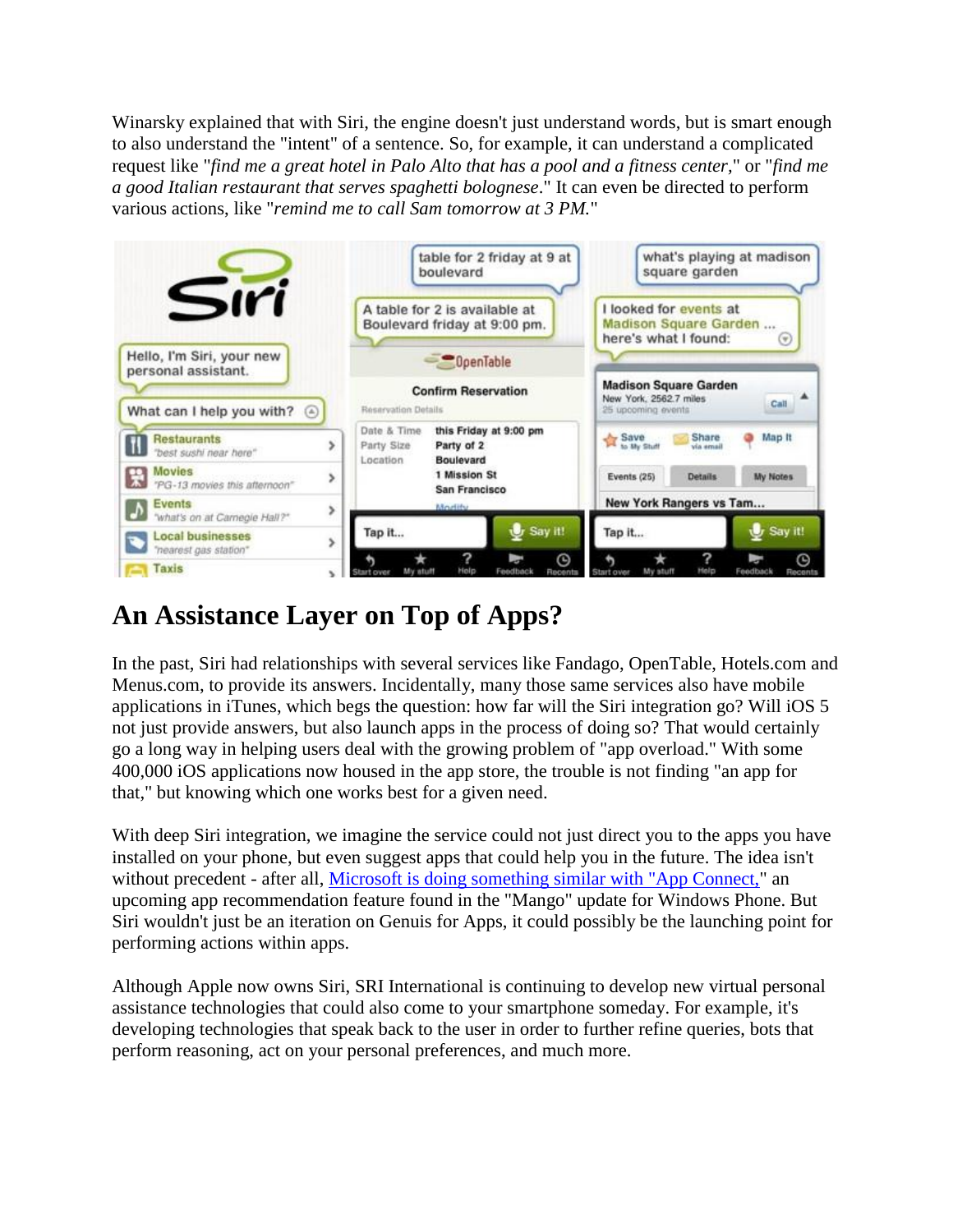Winarsky explained that with Siri, the engine doesn't just understand words, but is smart enough to also understand the "intent" of a sentence. So, for example, it can understand a complicated request like "*find me a great hotel in Palo Alto that has a pool and a fitness center*," or "*find me a good Italian restaurant that serves spaghetti bolognese*." It can even be directed to perform various actions, like "*remind me to call Sam tomorrow at 3 PM.*"

## An Assistance Layer on Top of Apps?

In the past, Siri had relationships with several services like Fandago, OpenTable, Hotels.com and Menus.com, to provide its answers. Incidentally, many those same services also have mobile applications in iTunes, which begs the question: how far will the Siri integration go? Will iOS 5 not just provide answers, but also launch apps in the process of doing so? That would certainly go a long way in helping users deal with the growing problem of "app overload." With some 400,000 iOS applications now housed in the app store, the trouble is not finding "an app for that," but knowing which one works best for a given need.

With deep Siri integration, we imagine the service could not just direct you to the apps you have installed on your phone, but even suggest apps that could help you in the future. The idea isn't without precedent - after all, [Microsoft is doing something similar with "App Connect,"] an upcoming app recommendation feature found in the "Mango" update for Windows Phone. But Siri wouldn't just be an iteration on Genuis for Apps, it could possibly be the launching point for performing actions within apps.

Although Apple now owns Siri, SRI International is continuing to develop new virtual personal assistance technologies that could also come to your smartphone someday. For example, it's developing technologies that speak back to the user in order to further refine queries, bots that perform reasoning, act on your personal preferences, and much more.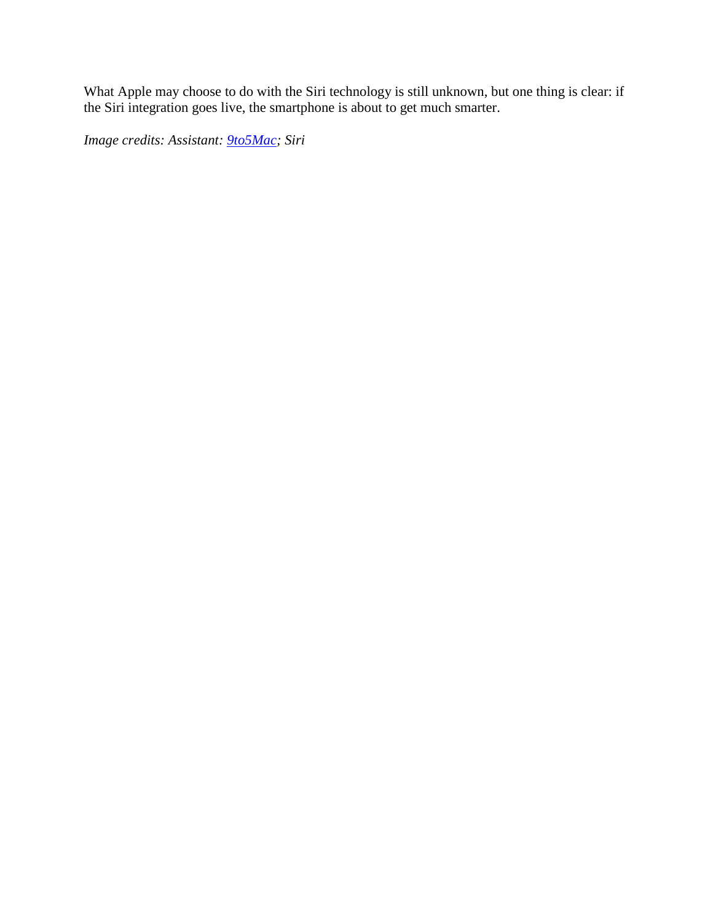What Apple may choose to do with the Siri technology is still unknown, but one thing is clear: if the Siri integration goes live, the smartphone is about to get much smarter.

*Image credits: Assistant: [9to5Mac](9to5Mac); Siri*